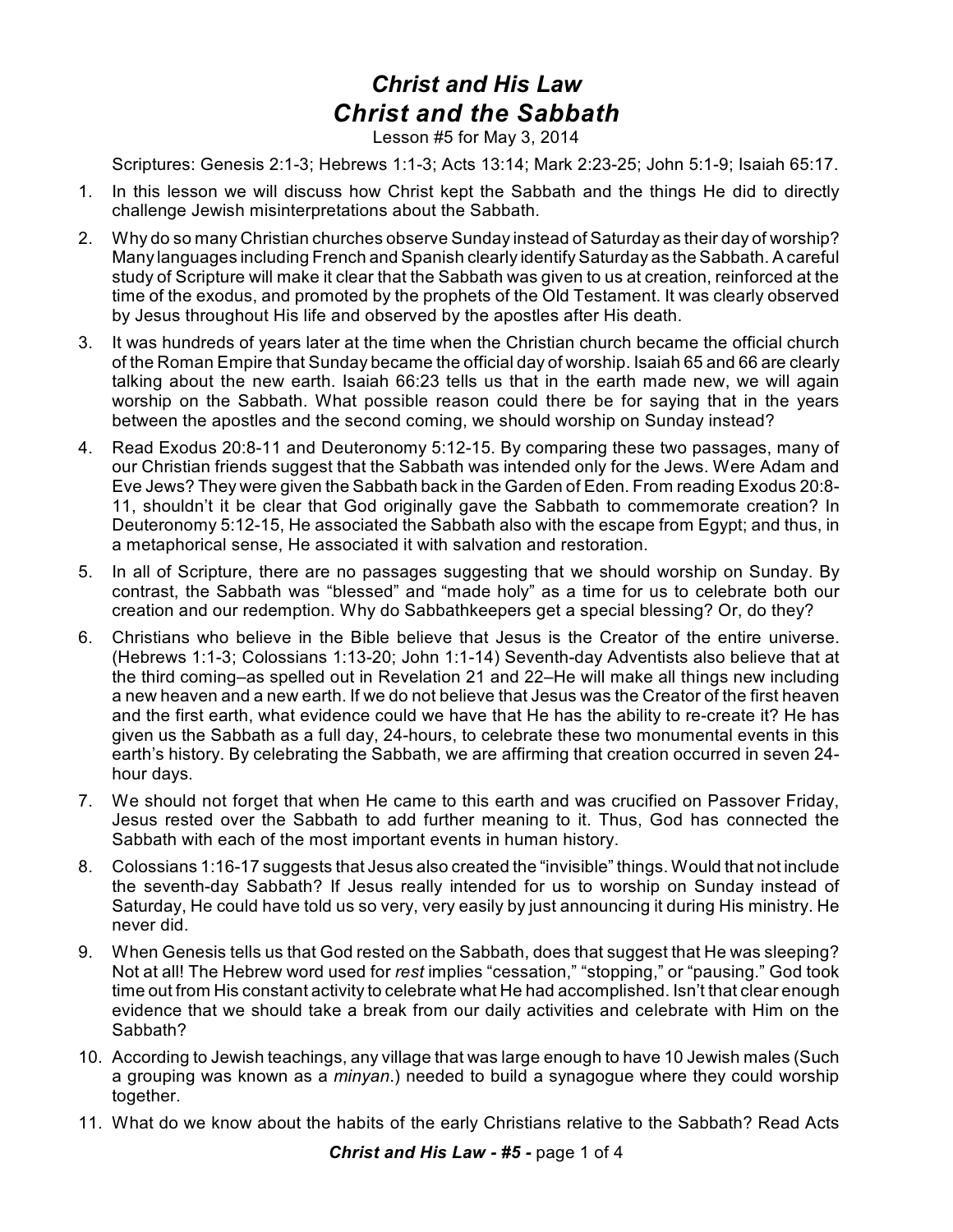# *Christ and His Law*
# *Christ and the Sabbath*

Lesson #5 for May 3, 2014

Scriptures: Genesis 2:1-3; Hebrews 1:1-3; Acts 13:14; Mark 2:23-25; John 5:1-9; Isaiah 65:17.

1. In this lesson we will discuss how Christ kept the Sabbath and the things He did to directly challenge Jewish misinterpretations about the Sabbath.
2. Why do so many Christian churches observe Sunday instead of Saturday as their day of worship? Many languages including French and Spanish clearly identify Saturday as the Sabbath. A careful study of Scripture will make it clear that the Sabbath was given to us at creation, reinforced at the time of the exodus, and promoted by the prophets of the Old Testament. It was clearly observed by Jesus throughout His life and observed by the apostles after His death.
3. It was hundreds of years later at the time when the Christian church became the official church of the Roman Empire that Sunday became the official day of worship. Isaiah 65 and 66 are clearly talking about the new earth. Isaiah 66:23 tells us that in the earth made new, we will again worship on the Sabbath. What possible reason could there be for saying that in the years between the apostles and the second coming, we should worship on Sunday instead?
4. Read Exodus 20:8-11 and Deuteronomy 5:12-15. By comparing these two passages, many of our Christian friends suggest that the Sabbath was intended only for the Jews. Were Adam and Eve Jews? They were given the Sabbath back in the Garden of Eden. From reading Exodus 20:8-11, shouldn't it be clear that God originally gave the Sabbath to commemorate creation? In Deuteronomy 5:12-15, He associated the Sabbath also with the escape from Egypt; and thus, in a metaphorical sense, He associated it with salvation and restoration.
5. In all of Scripture, there are no passages suggesting that we should worship on Sunday. By contrast, the Sabbath was "blessed" and "made holy" as a time for us to celebrate both our creation and our redemption. Why do Sabbathkeepers get a special blessing? Or, do they?
6. Christians who believe in the Bible believe that Jesus is the Creator of the entire universe. (Hebrews 1:1-3; Colossians 1:13-20; John 1:1-14) Seventh-day Adventists also believe that at the third coming–as spelled out in Revelation 21 and 22–He will make all things new including a new heaven and a new earth. If we do not believe that Jesus was the Creator of the first heaven and the first earth, what evidence could we have that He has the ability to re-create it? He has given us the Sabbath as a full day, 24-hours, to celebrate these two monumental events in this earth's history. By celebrating the Sabbath, we are affirming that creation occurred in seven 24-hour days.
7. We should not forget that when He came to this earth and was crucified on Passover Friday, Jesus rested over the Sabbath to add further meaning to it. Thus, God has connected the Sabbath with each of the most important events in human history.
8. Colossians 1:16-17 suggests that Jesus also created the "invisible" things. Would that not include the seventh-day Sabbath? If Jesus really intended for us to worship on Sunday instead of Saturday, He could have told us so very, very easily by just announcing it during His ministry. He never did.
9. When Genesis tells us that God rested on the Sabbath, does that suggest that He was sleeping? Not at all! The Hebrew word used for *rest* implies "cessation," "stopping," or "pausing." God took time out from His constant activity to celebrate what He had accomplished. Isn't that clear enough evidence that we should take a break from our daily activities and celebrate with Him on the Sabbath?
10. According to Jewish teachings, any village that was large enough to have 10 Jewish males (Such a grouping was known as a *minyan*.) needed to build a synagogue where they could worship together.
11. What do we know about the habits of the early Christians relative to the Sabbath? Read Acts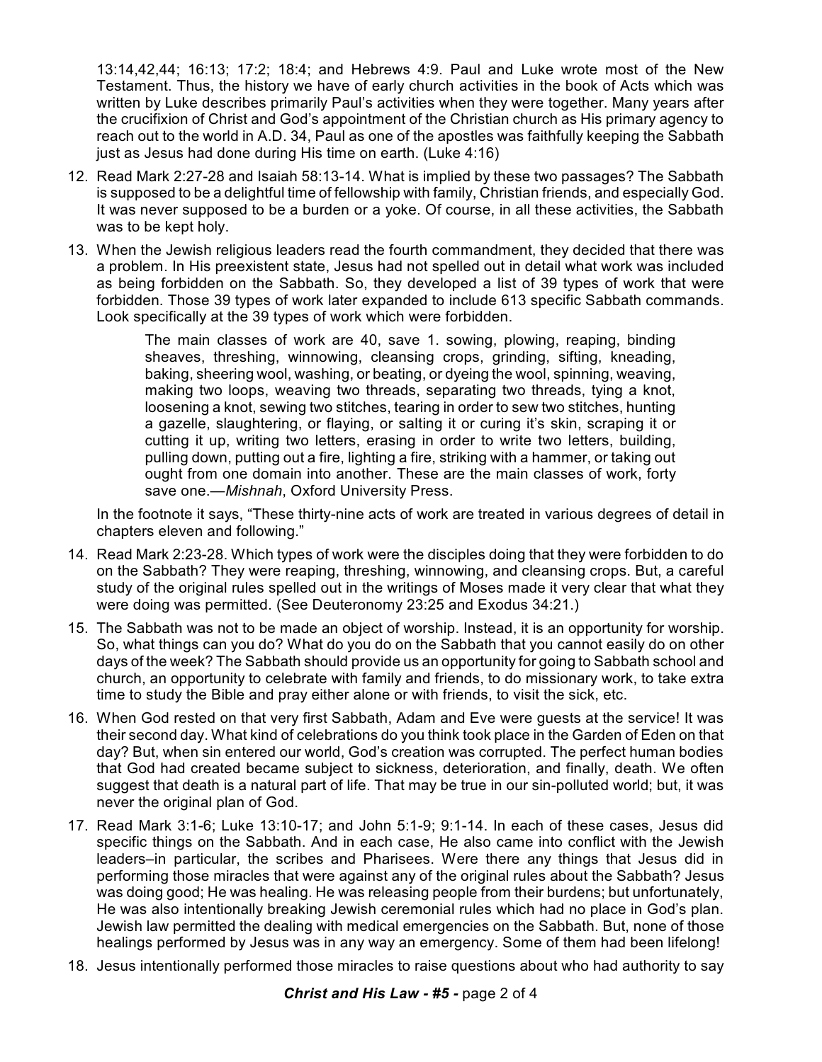13:14,42,44; 16:13; 17:2; 18:4; and Hebrews 4:9. Paul and Luke wrote most of the New Testament. Thus, the history we have of early church activities in the book of Acts which was written by Luke describes primarily Paul's activities when they were together. Many years after the crucifixion of Christ and God's appointment of the Christian church as His primary agency to reach out to the world in A.D. 34, Paul as one of the apostles was faithfully keeping the Sabbath just as Jesus had done during His time on earth. (Luke 4:16)

12. Read Mark 2:27-28 and Isaiah 58:13-14. What is implied by these two passages? The Sabbath is supposed to be a delightful time of fellowship with family, Christian friends, and especially God. It was never supposed to be a burden or a yoke. Of course, in all these activities, the Sabbath was to be kept holy.

13. When the Jewish religious leaders read the fourth commandment, they decided that there was a problem. In His preexistent state, Jesus had not spelled out in detail what work was included as being forbidden on the Sabbath. So, they developed a list of 39 types of work that were forbidden. Those 39 types of work later expanded to include 613 specific Sabbath commands. Look specifically at the 39 types of work which were forbidden.

    > The main classes of work are 40, save 1. sowing, plowing, reaping, binding sheaves, threshing, winnowing, cleansing crops, grinding, sifting, kneading, baking, sheering wool, washing, or beating, or dyeing the wool, spinning, weaving, making two loops, weaving two threads, separating two threads, tying a knot, loosening a knot, sewing two stitches, tearing in order to sew two stitches, hunting a gazelle, slaughtering, or flaying, or salting it or curing it's skin, scraping it or cutting it up, writing two letters, erasing in order to write two letters, building, pulling down, putting out a fire, lighting a fire, striking with a hammer, or taking out ought from one domain into another. These are the main classes of work, forty save one.—*Mishnah*, Oxford University Press.

    In the footnote it says, "These thirty-nine acts of work are treated in various degrees of detail in chapters eleven and following."

14. Read Mark 2:23-28. Which types of work were the disciples doing that they were forbidden to do on the Sabbath? They were reaping, threshing, winnowing, and cleansing crops. But, a careful study of the original rules spelled out in the writings of Moses made it very clear that what they were doing was permitted. (See Deuteronomy 23:25 and Exodus 34:21.)

15. The Sabbath was not to be made an object of worship. Instead, it is an opportunity for worship. So, what things can you do? What do you do on the Sabbath that you cannot easily do on other days of the week? The Sabbath should provide us an opportunity for going to Sabbath school and church, an opportunity to celebrate with family and friends, to do missionary work, to take extra time to study the Bible and pray either alone or with friends, to visit the sick, etc.

16. When God rested on that very first Sabbath, Adam and Eve were guests at the service! It was their second day. What kind of celebrations do you think took place in the Garden of Eden on that day? But, when sin entered our world, God's creation was corrupted. The perfect human bodies that God had created became subject to sickness, deterioration, and finally, death. We often suggest that death is a natural part of life. That may be true in our sin-polluted world; but, it was never the original plan of God.

17. Read Mark 3:1-6; Luke 13:10-17; and John 5:1-9; 9:1-14. In each of these cases, Jesus did specific things on the Sabbath. And in each case, He also came into conflict with the Jewish leaders–in particular, the scribes and Pharisees. Were there any things that Jesus did in performing those miracles that were against any of the original rules about the Sabbath? Jesus was doing good; He was healing. He was releasing people from their burdens; but unfortunately, He was also intentionally breaking Jewish ceremonial rules which had no place in God's plan. Jewish law permitted the dealing with medical emergencies on the Sabbath. But, none of those healings performed by Jesus was in any way an emergency. Some of them had been lifelong!

18. Jesus intentionally performed those miracles to raise questions about who had authority to say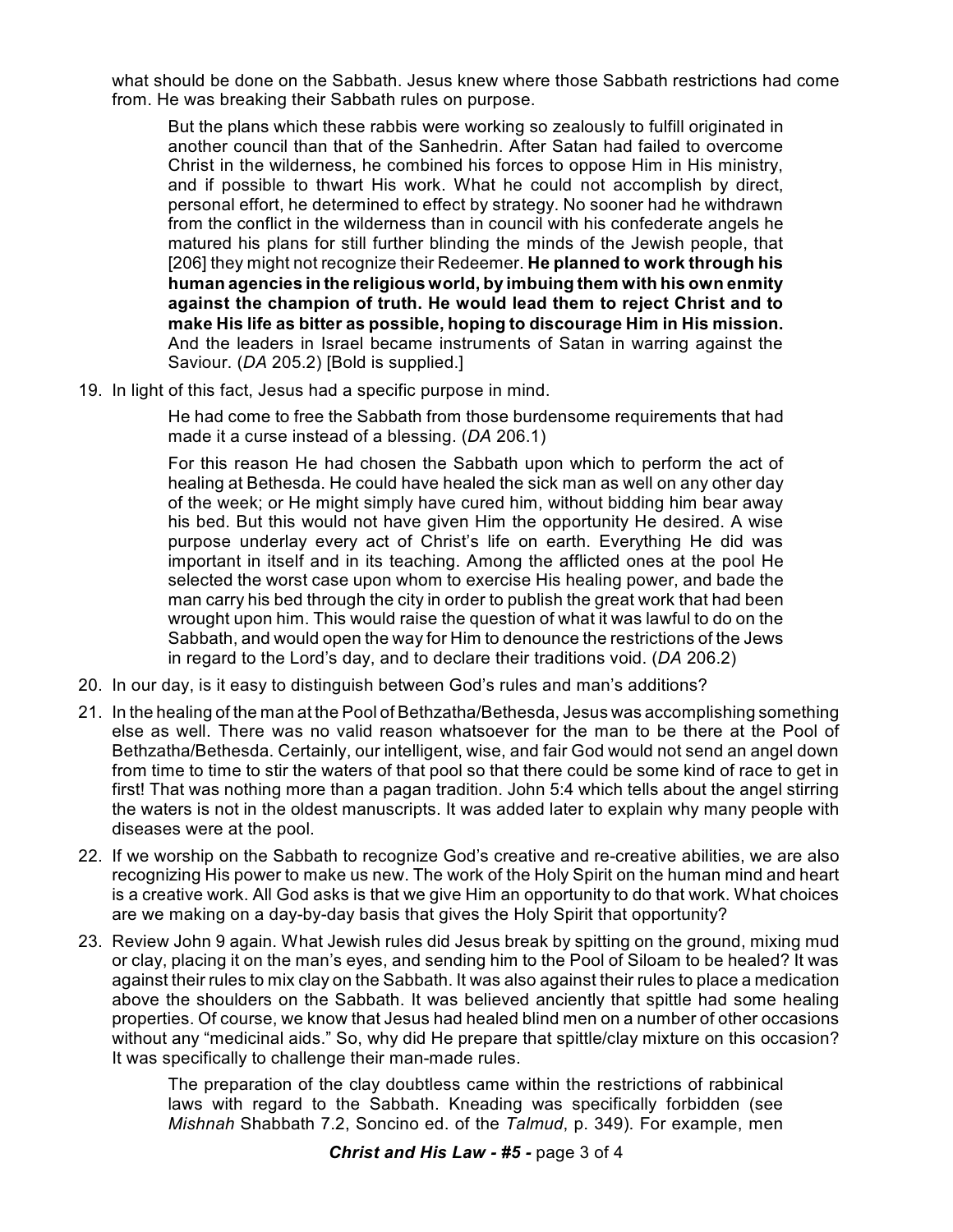what should be done on the Sabbath. Jesus knew where those Sabbath restrictions had come from. He was breaking their Sabbath rules on purpose.

> But the plans which these rabbis were working so zealously to fulfill originated in another council than that of the Sanhedrin. After Satan had failed to overcome Christ in the wilderness, he combined his forces to oppose Him in His ministry, and if possible to thwart His work. What he could not accomplish by direct, personal effort, he determined to effect by strategy. No sooner had he withdrawn from the conflict in the wilderness than in council with his confederate angels he matured his plans for still further blinding the minds of the Jewish people, that [206] they might not recognize their Redeemer. **He planned to work through his human agencies in the religious world, by imbuing them with his own enmity against the champion of truth. He would lead them to reject Christ and to make His life as bitter as possible, hoping to discourage Him in His mission.** And the leaders in Israel became instruments of Satan in warring against the Saviour. (*DA* 205.2) [Bold is supplied.]

19. In light of this fact, Jesus had a specific purpose in mind.

> He had come to free the Sabbath from those burdensome requirements that had made it a curse instead of a blessing. (*DA* 206.1)
>
> For this reason He had chosen the Sabbath upon which to perform the act of healing at Bethesda. He could have healed the sick man as well on any other day of the week; or He might simply have cured him, without bidding him bear away his bed. But this would not have given Him the opportunity He desired. A wise purpose underlay every act of Christ's life on earth. Everything He did was important in itself and in its teaching. Among the afflicted ones at the pool He selected the worst case upon whom to exercise His healing power, and bade the man carry his bed through the city in order to publish the great work that had been wrought upon him. This would raise the question of what it was lawful to do on the Sabbath, and would open the way for Him to denounce the restrictions of the Jews in regard to the Lord's day, and to declare their traditions void. (*DA* 206.2)

20. In our day, is it easy to distinguish between God's rules and man's additions?

21. In the healing of the man at the Pool of Bethzatha/Bethesda, Jesus was accomplishing something else as well. There was no valid reason whatsoever for the man to be there at the Pool of Bethzatha/Bethesda. Certainly, our intelligent, wise, and fair God would not send an angel down from time to time to stir the waters of that pool so that there could be some kind of race to get in first! That was nothing more than a pagan tradition. John 5:4 which tells about the angel stirring the waters is not in the oldest manuscripts. It was added later to explain why many people with diseases were at the pool.

22. If we worship on the Sabbath to recognize God's creative and re-creative abilities, we are also recognizing His power to make us new. The work of the Holy Spirit on the human mind and heart is a creative work. All God asks is that we give Him an opportunity to do that work. What choices are we making on a day-by-day basis that gives the Holy Spirit that opportunity?

23. Review John 9 again. What Jewish rules did Jesus break by spitting on the ground, mixing mud or clay, placing it on the man's eyes, and sending him to the Pool of Siloam to be healed? It was against their rules to mix clay on the Sabbath. It was also against their rules to place a medication above the shoulders on the Sabbath. It was believed anciently that spittle had some healing properties. Of course, we know that Jesus had healed blind men on a number of other occasions without any "medicinal aids." So, why did He prepare that spittle/clay mixture on this occasion? It was specifically to challenge their man-made rules.

> The preparation of the clay doubtless came within the restrictions of rabbinical laws with regard to the Sabbath. Kneading was specifically forbidden (see *Mishnah* Shabbath 7.2, Soncino ed. of the *Talmud*, p. 349). For example, men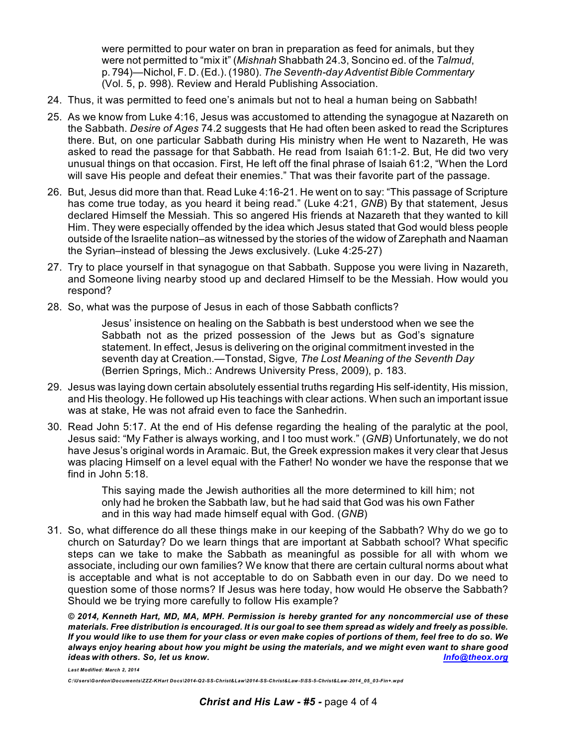were permitted to pour water on bran in preparation as feed for animals, but they were not permitted to "mix it" (*Mishnah* Shabbath 24.3, Soncino ed. of the *Talmud*, p. 794)—Nichol, F. D. (Ed.). (1980). *The Seventh-day Adventist Bible Commentary* (Vol. 5, p. 998). Review and Herald Publishing Association.

24. Thus, it was permitted to feed one's animals but not to heal a human being on Sabbath!

25. As we know from Luke 4:16, Jesus was accustomed to attending the synagogue at Nazareth on the Sabbath. *Desire of Ages* 74.2 suggests that He had often been asked to read the Scriptures there. But, on one particular Sabbath during His ministry when He went to Nazareth, He was asked to read the passage for that Sabbath. He read from Isaiah 61:1-2. But, He did two very unusual things on that occasion. First, He left off the final phrase of Isaiah 61:2, "When the Lord will save His people and defeat their enemies." That was their favorite part of the passage.

26. But, Jesus did more than that. Read Luke 4:16-21. He went on to say: "This passage of Scripture has come true today, as you heard it being read." (Luke 4:21, *GNB*) By that statement, Jesus declared Himself the Messiah. This so angered His friends at Nazareth that they wanted to kill Him. They were especially offended by the idea which Jesus stated that God would bless people outside of the Israelite nation–as witnessed by the stories of the widow of Zarephath and Naaman the Syrian–instead of blessing the Jews exclusively. (Luke 4:25-27)

27. Try to place yourself in that synagogue on that Sabbath. Suppose you were living in Nazareth, and Someone living nearby stood up and declared Himself to be the Messiah. How would you respond?

28. So, what was the purpose of Jesus in each of those Sabbath conflicts?

> Jesus' insistence on healing on the Sabbath is best understood when we see the Sabbath not as the prized possession of the Jews but as God's signature statement. In effect, Jesus is delivering on the original commitment invested in the seventh day at Creation.—Tonstad, Sigve*, The Lost Meaning of the Seventh Day* (Berrien Springs, Mich.: Andrews University Press, 2009), p. 183.

29. Jesus was laying down certain absolutely essential truths regarding His self-identity, His mission, and His theology. He followed up His teachings with clear actions. When such an important issue was at stake, He was not afraid even to face the Sanhedrin.

30. Read John 5:17. At the end of His defense regarding the healing of the paralytic at the pool, Jesus said: "My Father is always working, and I too must work." (*GNB*) Unfortunately, we do not have Jesus's original words in Aramaic. But, the Greek expression makes it very clear that Jesus was placing Himself on a level equal with the Father! No wonder we have the response that we find in John 5:18.

> This saying made the Jewish authorities all the more determined to kill him; not only had he broken the Sabbath law, but he had said that God was his own Father and in this way had made himself equal with God. (*GNB*)

31. So, what difference do all these things make in our keeping of the Sabbath? Why do we go to church on Saturday? Do we learn things that are important at Sabbath school? What specific steps can we take to make the Sabbath as meaningful as possible for all with whom we associate, including our own families? We know that there are certain cultural norms about what is acceptable and what is not acceptable to do on Sabbath even in our day. Do we need to question some of those norms? If Jesus was here today, how would He observe the Sabbath? Should we be trying more carefully to follow His example?

***© 2014, Kenneth Hart, MD, MA, MPH. Permission is hereby granted for any noncommercial use of these materials. Free distribution is encouraged. It is our goal to see them spread as widely and freely as possible. If you would like to use them for your class or even make copies of portions of them, feel free to do so. We always enjoy hearing about how you might be using the materials, and we might even want to share good ideas with others. So, let us know.*** ***Info@theox.org***

***Last Modified: March 2, 2014***

***C:\Users\Gordon\Documents\ZZZ-KHart Docs\2014-Q2-SS-Christ&Law\2014-SS-Christ&Law-5\SS-5-Christ&Law-2014_05_03-Fin+.wpd***